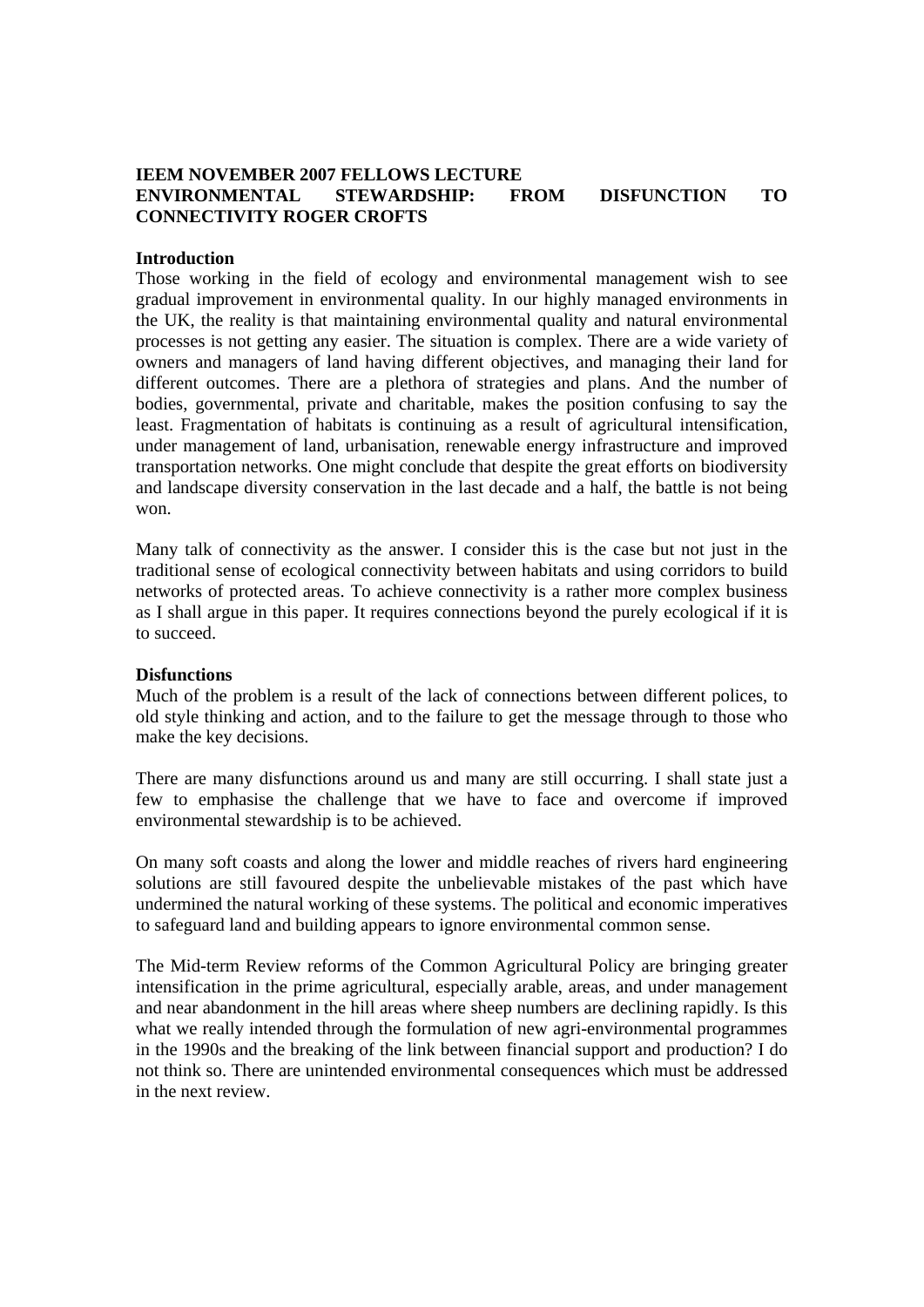**IEEM NOVEMBER 2007 FELLOWS LECTURE**
**ENVIRONMENTAL STEWARDSHIP: FROM DISFUNCTION TO CONNECTIVITY ROGER CROFTS**

**Introduction**

Those working in the field of ecology and environmental management wish to see gradual improvement in environmental quality. In our highly managed environments in the UK, the reality is that maintaining environmental quality and natural environmental processes is not getting any easier. The situation is complex. There are a wide variety of owners and managers of land having different objectives, and managing their land for different outcomes. There are a plethora of strategies and plans. And the number of bodies, governmental, private and charitable, makes the position confusing to say the least. Fragmentation of habitats is continuing as a result of agricultural intensification, under management of land, urbanisation, renewable energy infrastructure and improved transportation networks. One might conclude that despite the great efforts on biodiversity and landscape diversity conservation in the last decade and a half, the battle is not being won.

Many talk of connectivity as the answer. I consider this is the case but not just in the traditional sense of ecological connectivity between habitats and using corridors to build networks of protected areas. To achieve connectivity is a rather more complex business as I shall argue in this paper. It requires connections beyond the purely ecological if it is to succeed.

**Disfunctions**

Much of the problem is a result of the lack of connections between different polices, to old style thinking and action, and to the failure to get the message through to those who make the key decisions.

There are many disfunctions around us and many are still occurring. I shall state just a few to emphasise the challenge that we have to face and overcome if improved environmental stewardship is to be achieved.

On many soft coasts and along the lower and middle reaches of rivers hard engineering solutions are still favoured despite the unbelievable mistakes of the past which have undermined the natural working of these systems. The political and economic imperatives to safeguard land and building appears to ignore environmental common sense.

The Mid-term Review reforms of the Common Agricultural Policy are bringing greater intensification in the prime agricultural, especially arable, areas, and under management and near abandonment in the hill areas where sheep numbers are declining rapidly. Is this what we really intended through the formulation of new agri-environmental programmes in the 1990s and the breaking of the link between financial support and production? I do not think so. There are unintended environmental consequences which must be addressed in the next review.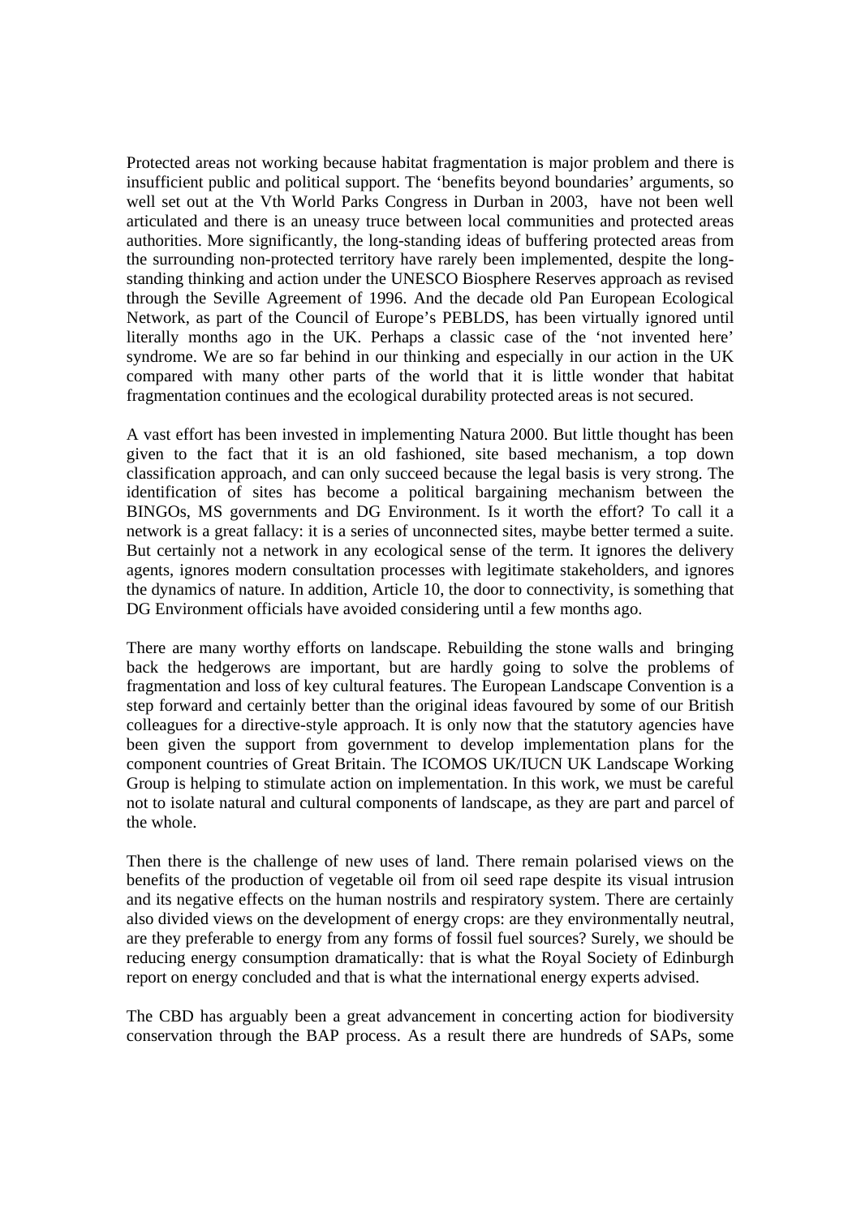Protected areas not working because habitat fragmentation is major problem and there is insufficient public and political support. The 'benefits beyond boundaries' arguments, so well set out at the Vth World Parks Congress in Durban in 2003, have not been well articulated and there is an uneasy truce between local communities and protected areas authorities. More significantly, the long-standing ideas of buffering protected areas from the surrounding non-protected territory have rarely been implemented, despite the long-standing thinking and action under the UNESCO Biosphere Reserves approach as revised through the Seville Agreement of 1996. And the decade old Pan European Ecological Network, as part of the Council of Europe's PEBLDS, has been virtually ignored until literally months ago in the UK. Perhaps a classic case of the 'not invented here' syndrome. We are so far behind in our thinking and especially in our action in the UK compared with many other parts of the world that it is little wonder that habitat fragmentation continues and the ecological durability protected areas is not secured.

A vast effort has been invested in implementing Natura 2000. But little thought has been given to the fact that it is an old fashioned, site based mechanism, a top down classification approach, and can only succeed because the legal basis is very strong. The identification of sites has become a political bargaining mechanism between the BINGOs, MS governments and DG Environment. Is it worth the effort? To call it a network is a great fallacy: it is a series of unconnected sites, maybe better termed a suite. But certainly not a network in any ecological sense of the term. It ignores the delivery agents, ignores modern consultation processes with legitimate stakeholders, and ignores the dynamics of nature. In addition, Article 10, the door to connectivity, is something that DG Environment officials have avoided considering until a few months ago.

There are many worthy efforts on landscape. Rebuilding the stone walls and bringing back the hedgerows are important, but are hardly going to solve the problems of fragmentation and loss of key cultural features. The European Landscape Convention is a step forward and certainly better than the original ideas favoured by some of our British colleagues for a directive-style approach. It is only now that the statutory agencies have been given the support from government to develop implementation plans for the component countries of Great Britain. The ICOMOS UK/IUCN UK Landscape Working Group is helping to stimulate action on implementation. In this work, we must be careful not to isolate natural and cultural components of landscape, as they are part and parcel of the whole.

Then there is the challenge of new uses of land. There remain polarised views on the benefits of the production of vegetable oil from oil seed rape despite its visual intrusion and its negative effects on the human nostrils and respiratory system. There are certainly also divided views on the development of energy crops: are they environmentally neutral, are they preferable to energy from any forms of fossil fuel sources? Surely, we should be reducing energy consumption dramatically: that is what the Royal Society of Edinburgh report on energy concluded and that is what the international energy experts advised.

The CBD has arguably been a great advancement in concerting action for biodiversity conservation through the BAP process. As a result there are hundreds of SAPs, some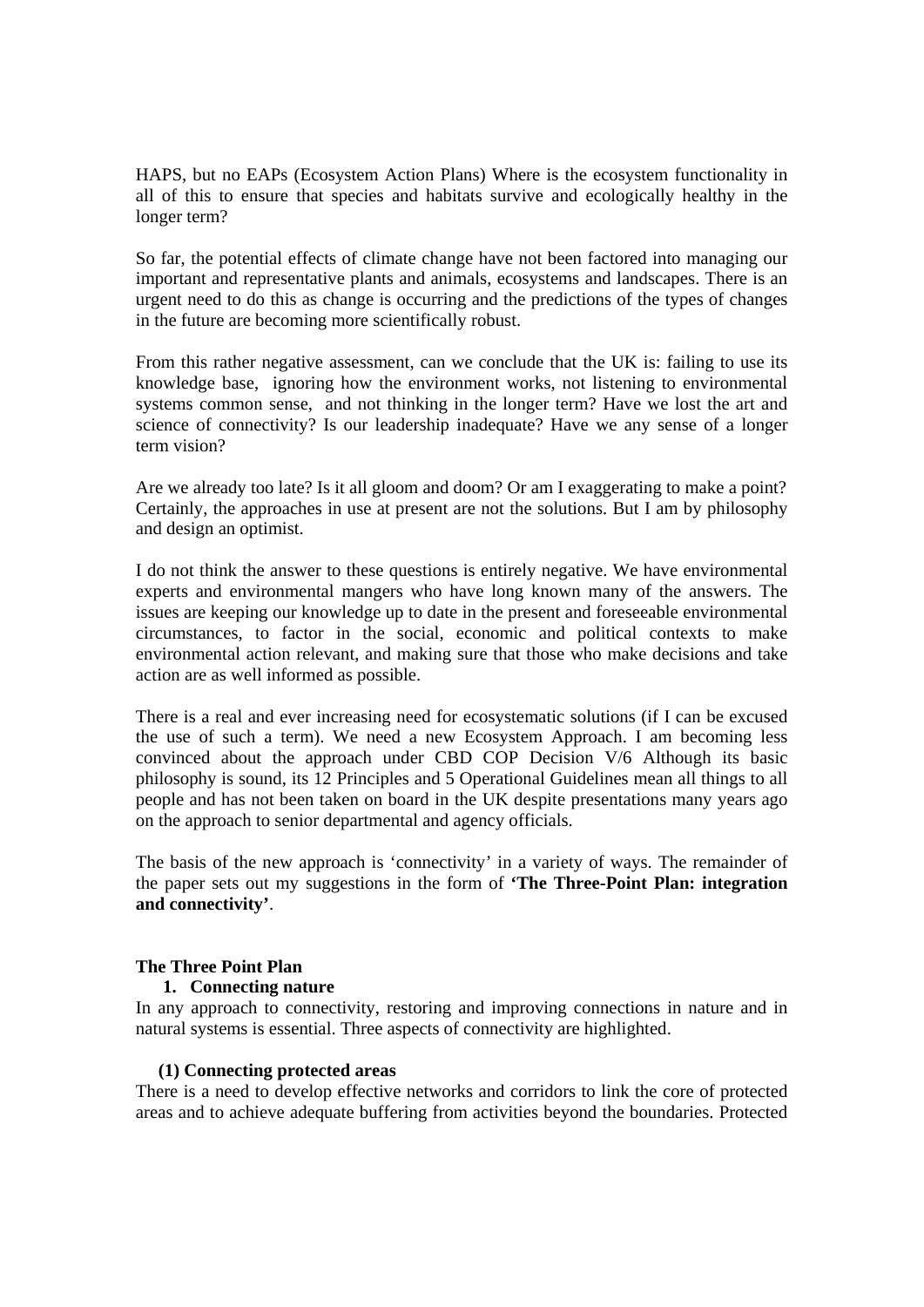HAPS, but no EAPs (Ecosystem Action Plans) Where is the ecosystem functionality in all of this to ensure that species and habitats survive and ecologically healthy in the longer term?

So far, the potential effects of climate change have not been factored into managing our important and representative plants and animals, ecosystems and landscapes. There is an urgent need to do this as change is occurring and the predictions of the types of changes in the future are becoming more scientifically robust.

From this rather negative assessment, can we conclude that the UK is: failing to use its knowledge base, ignoring how the environment works, not listening to environmental systems common sense, and not thinking in the longer term? Have we lost the art and science of connectivity? Is our leadership inadequate? Have we any sense of a longer term vision?

Are we already too late? Is it all gloom and doom? Or am I exaggerating to make a point? Certainly, the approaches in use at present are not the solutions. But I am by philosophy and design an optimist.

I do not think the answer to these questions is entirely negative. We have environmental experts and environmental mangers who have long known many of the answers. The issues are keeping our knowledge up to date in the present and foreseeable environmental circumstances, to factor in the social, economic and political contexts to make environmental action relevant, and making sure that those who make decisions and take action are as well informed as possible.

There is a real and ever increasing need for ecosystematic solutions (if I can be excused the use of such a term). We need a new Ecosystem Approach. I am becoming less convinced about the approach under CBD COP Decision V/6 Although its basic philosophy is sound, its 12 Principles and 5 Operational Guidelines mean all things to all people and has not been taken on board in the UK despite presentations many years ago on the approach to senior departmental and agency officials.

The basis of the new approach is 'connectivity' in a variety of ways. The remainder of the paper sets out my suggestions in the form of **'The Three-Point Plan: integration and connectivity'**.

## The Three Point Plan

### 1. Connecting nature

In any approach to connectivity, restoring and improving connections in nature and in natural systems is essential. Three aspects of connectivity are highlighted.

#### (1) Connecting protected areas

There is a need to develop effective networks and corridors to link the core of protected areas and to achieve adequate buffering from activities beyond the boundaries. Protected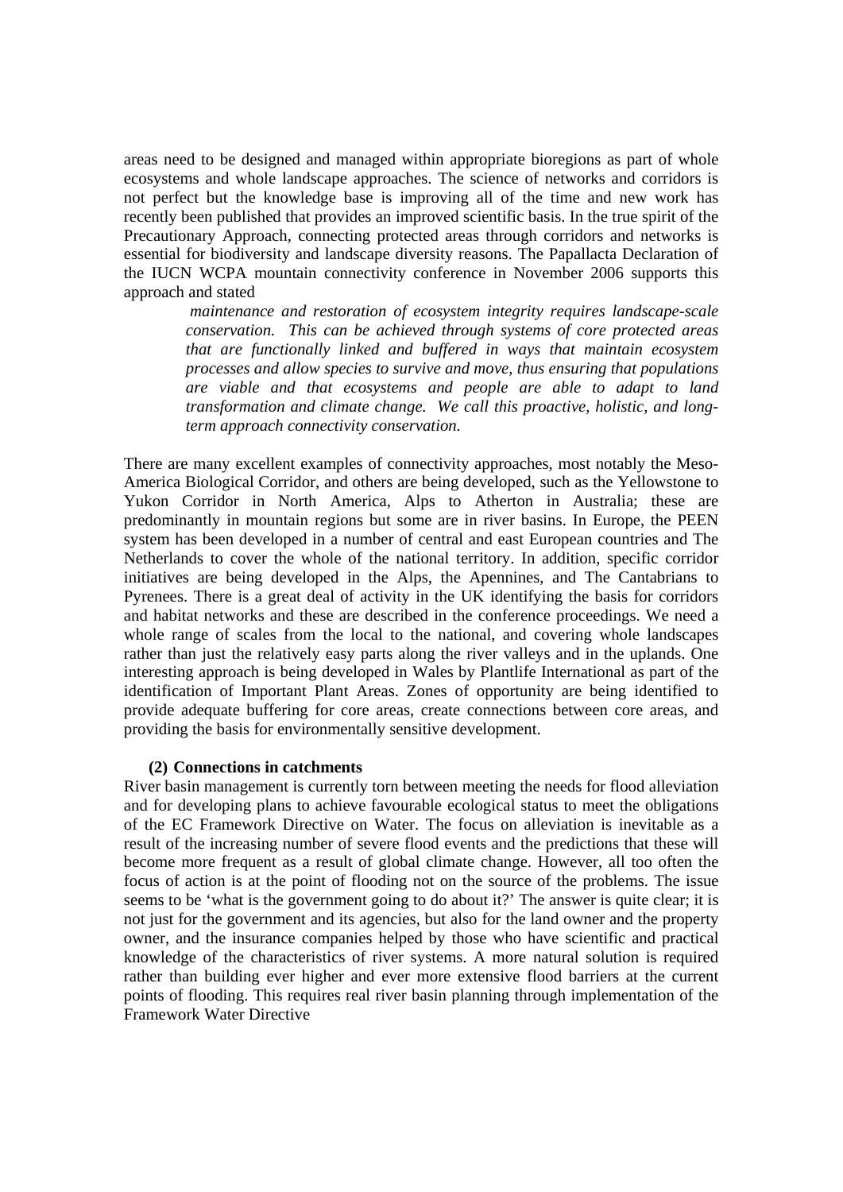areas need to be designed and managed within appropriate bioregions as part of whole ecosystems and whole landscape approaches. The science of networks and corridors is not perfect but the knowledge base is improving all of the time and new work has recently been published that provides an improved scientific basis. In the true spirit of the Precautionary Approach, connecting protected areas through corridors and networks is essential for biodiversity and landscape diversity reasons. The Papallacta Declaration of the IUCN WCPA mountain connectivity conference in November 2006 supports this approach and stated

> *maintenance and restoration of ecosystem integrity requires landscape-scale conservation. This can be achieved through systems of core protected areas that are functionally linked and buffered in ways that maintain ecosystem processes and allow species to survive and move, thus ensuring that populations are viable and that ecosystems and people are able to adapt to land transformation and climate change. We call this proactive, holistic, and long-term approach connectivity conservation.*

There are many excellent examples of connectivity approaches, most notably the Meso-America Biological Corridor, and others are being developed, such as the Yellowstone to Yukon Corridor in North America, Alps to Atherton in Australia; these are predominantly in mountain regions but some are in river basins. In Europe, the PEEN system has been developed in a number of central and east European countries and The Netherlands to cover the whole of the national territory. In addition, specific corridor initiatives are being developed in the Alps, the Apennines, and The Cantabrians to Pyrenees. There is a great deal of activity in the UK identifying the basis for corridors and habitat networks and these are described in the conference proceedings. We need a whole range of scales from the local to the national, and covering whole landscapes rather than just the relatively easy parts along the river valleys and in the uplands. One interesting approach is being developed in Wales by Plantlife International as part of the identification of Important Plant Areas. Zones of opportunity are being identified to provide adequate buffering for core areas, create connections between core areas, and providing the basis for environmentally sensitive development.

**(2) Connections in catchments**

River basin management is currently torn between meeting the needs for flood alleviation and for developing plans to achieve favourable ecological status to meet the obligations of the EC Framework Directive on Water. The focus on alleviation is inevitable as a result of the increasing number of severe flood events and the predictions that these will become more frequent as a result of global climate change. However, all too often the focus of action is at the point of flooding not on the source of the problems. The issue seems to be 'what is the government going to do about it?' The answer is quite clear; it is not just for the government and its agencies, but also for the land owner and the property owner, and the insurance companies helped by those who have scientific and practical knowledge of the characteristics of river systems. A more natural solution is required rather than building ever higher and ever more extensive flood barriers at the current points of flooding. This requires real river basin planning through implementation of the Framework Water Directive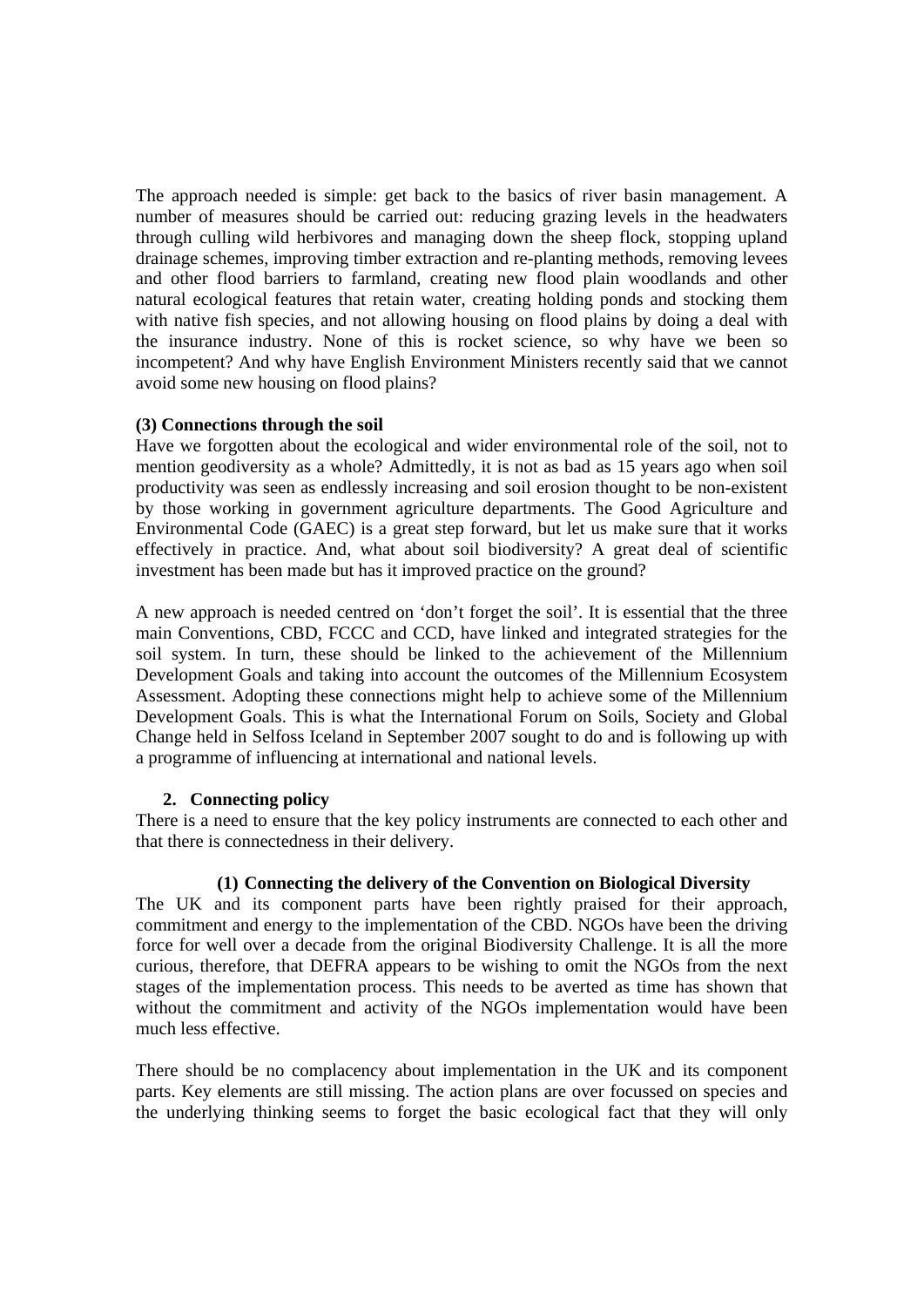The approach needed is simple: get back to the basics of river basin management. A number of measures should be carried out: reducing grazing levels in the headwaters through culling wild herbivores and managing down the sheep flock, stopping upland drainage schemes, improving timber extraction and re-planting methods, removing levees and other flood barriers to farmland, creating new flood plain woodlands and other natural ecological features that retain water, creating holding ponds and stocking them with native fish species, and not allowing housing on flood plains by doing a deal with the insurance industry. None of this is rocket science, so why have we been so incompetent? And why have English Environment Ministers recently said that we cannot avoid some new housing on flood plains?

**(3) Connections through the soil**

Have we forgotten about the ecological and wider environmental role of the soil, not to mention geodiversity as a whole? Admittedly, it is not as bad as 15 years ago when soil productivity was seen as endlessly increasing and soil erosion thought to be non-existent by those working in government agriculture departments. The Good Agriculture and Environmental Code (GAEC) is a great step forward, but let us make sure that it works effectively in practice. And, what about soil biodiversity? A great deal of scientific investment has been made but has it improved practice on the ground?

A new approach is needed centred on 'don't forget the soil'. It is essential that the three main Conventions, CBD, FCCC and CCD, have linked and integrated strategies for the soil system. In turn, these should be linked to the achievement of the Millennium Development Goals and taking into account the outcomes of the Millennium Ecosystem Assessment. Adopting these connections might help to achieve some of the Millennium Development Goals. This is what the International Forum on Soils, Society and Global Change held in Selfoss Iceland in September 2007 sought to do and is following up with a programme of influencing at international and national levels.

## 2. Connecting policy

There is a need to ensure that the key policy instruments are connected to each other and that there is connectedness in their delivery.

### (1) Connecting the delivery of the Convention on Biological Diversity

The UK and its component parts have been rightly praised for their approach, commitment and energy to the implementation of the CBD. NGOs have been the driving force for well over a decade from the original Biodiversity Challenge. It is all the more curious, therefore, that DEFRA appears to be wishing to omit the NGOs from the next stages of the implementation process. This needs to be averted as time has shown that without the commitment and activity of the NGOs implementation would have been much less effective.

There should be no complacency about implementation in the UK and its component parts. Key elements are still missing. The action plans are over focussed on species and the underlying thinking seems to forget the basic ecological fact that they will only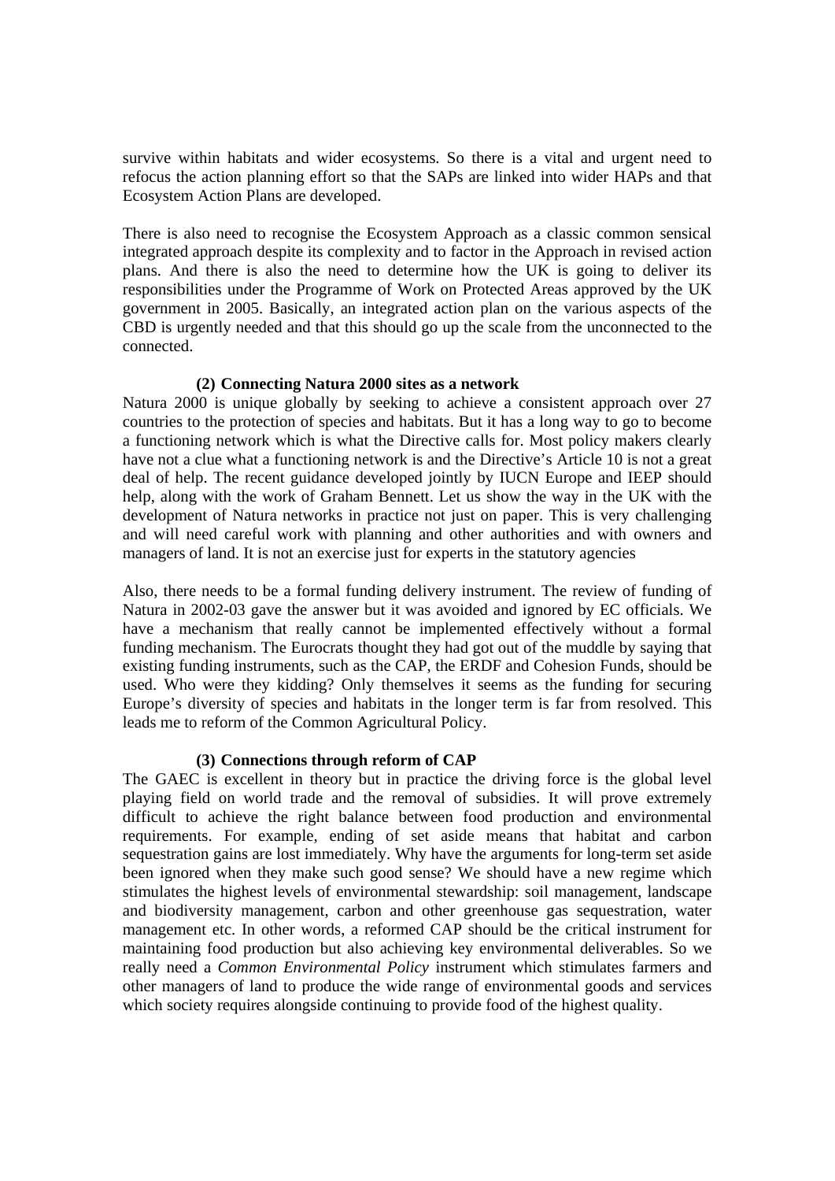survive within habitats and wider ecosystems. So there is a vital and urgent need to refocus the action planning effort so that the SAPs are linked into wider HAPs and that Ecosystem Action Plans are developed.

There is also need to recognise the Ecosystem Approach as a classic common sensical integrated approach despite its complexity and to factor in the Approach in revised action plans. And there is also the need to determine how the UK is going to deliver its responsibilities under the Programme of Work on Protected Areas approved by the UK government in 2005. Basically, an integrated action plan on the various aspects of the CBD is urgently needed and that this should go up the scale from the unconnected to the connected.

### (2) Connecting Natura 2000 sites as a network

Natura 2000 is unique globally by seeking to achieve a consistent approach over 27 countries to the protection of species and habitats. But it has a long way to go to become a functioning network which is what the Directive calls for. Most policy makers clearly have not a clue what a functioning network is and the Directive's Article 10 is not a great deal of help. The recent guidance developed jointly by IUCN Europe and IEEP should help, along with the work of Graham Bennett. Let us show the way in the UK with the development of Natura networks in practice not just on paper. This is very challenging and will need careful work with planning and other authorities and with owners and managers of land. It is not an exercise just for experts in the statutory agencies

Also, there needs to be a formal funding delivery instrument. The review of funding of Natura in 2002-03 gave the answer but it was avoided and ignored by EC officials. We have a mechanism that really cannot be implemented effectively without a formal funding mechanism. The Eurocrats thought they had got out of the muddle by saying that existing funding instruments, such as the CAP, the ERDF and Cohesion Funds, should be used. Who were they kidding? Only themselves it seems as the funding for securing Europe's diversity of species and habitats in the longer term is far from resolved. This leads me to reform of the Common Agricultural Policy.

### (3) Connections through reform of CAP

The GAEC is excellent in theory but in practice the driving force is the global level playing field on world trade and the removal of subsidies. It will prove extremely difficult to achieve the right balance between food production and environmental requirements. For example, ending of set aside means that habitat and carbon sequestration gains are lost immediately. Why have the arguments for long-term set aside been ignored when they make such good sense? We should have a new regime which stimulates the highest levels of environmental stewardship: soil management, landscape and biodiversity management, carbon and other greenhouse gas sequestration, water management etc. In other words, a reformed CAP should be the critical instrument for maintaining food production but also achieving key environmental deliverables. So we really need a *Common Environmental Policy* instrument which stimulates farmers and other managers of land to produce the wide range of environmental goods and services which society requires alongside continuing to provide food of the highest quality.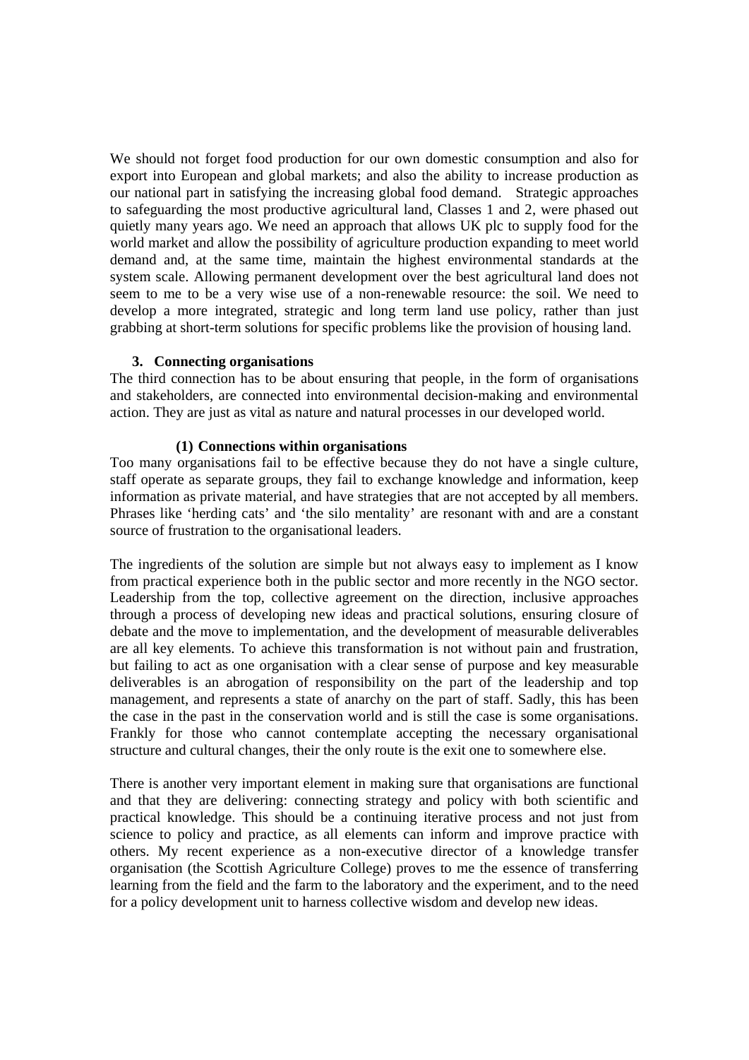We should not forget food production for our own domestic consumption and also for export into European and global markets; and also the ability to increase production as our national part in satisfying the increasing global food demand. Strategic approaches to safeguarding the most productive agricultural land, Classes 1 and 2, were phased out quietly many years ago. We need an approach that allows UK plc to supply food for the world market and allow the possibility of agriculture production expanding to meet world demand and, at the same time, maintain the highest environmental standards at the system scale. Allowing permanent development over the best agricultural land does not seem to me to be a very wise use of a non-renewable resource: the soil. We need to develop a more integrated, strategic and long term land use policy, rather than just grabbing at short-term solutions for specific problems like the provision of housing land.

### 3. Connecting organisations

The third connection has to be about ensuring that people, in the form of organisations and stakeholders, are connected into environmental decision-making and environmental action. They are just as vital as nature and natural processes in our developed world.

#### (1) Connections within organisations

Too many organisations fail to be effective because they do not have a single culture, staff operate as separate groups, they fail to exchange knowledge and information, keep information as private material, and have strategies that are not accepted by all members. Phrases like 'herding cats' and 'the silo mentality' are resonant with and are a constant source of frustration to the organisational leaders.

The ingredients of the solution are simple but not always easy to implement as I know from practical experience both in the public sector and more recently in the NGO sector. Leadership from the top, collective agreement on the direction, inclusive approaches through a process of developing new ideas and practical solutions, ensuring closure of debate and the move to implementation, and the development of measurable deliverables are all key elements. To achieve this transformation is not without pain and frustration, but failing to act as one organisation with a clear sense of purpose and key measurable deliverables is an abrogation of responsibility on the part of the leadership and top management, and represents a state of anarchy on the part of staff. Sadly, this has been the case in the past in the conservation world and is still the case is some organisations. Frankly for those who cannot contemplate accepting the necessary organisational structure and cultural changes, their the only route is the exit one to somewhere else.

There is another very important element in making sure that organisations are functional and that they are delivering: connecting strategy and policy with both scientific and practical knowledge. This should be a continuing iterative process and not just from science to policy and practice, as all elements can inform and improve practice with others. My recent experience as a non-executive director of a knowledge transfer organisation (the Scottish Agriculture College) proves to me the essence of transferring learning from the field and the farm to the laboratory and the experiment, and to the need for a policy development unit to harness collective wisdom and develop new ideas.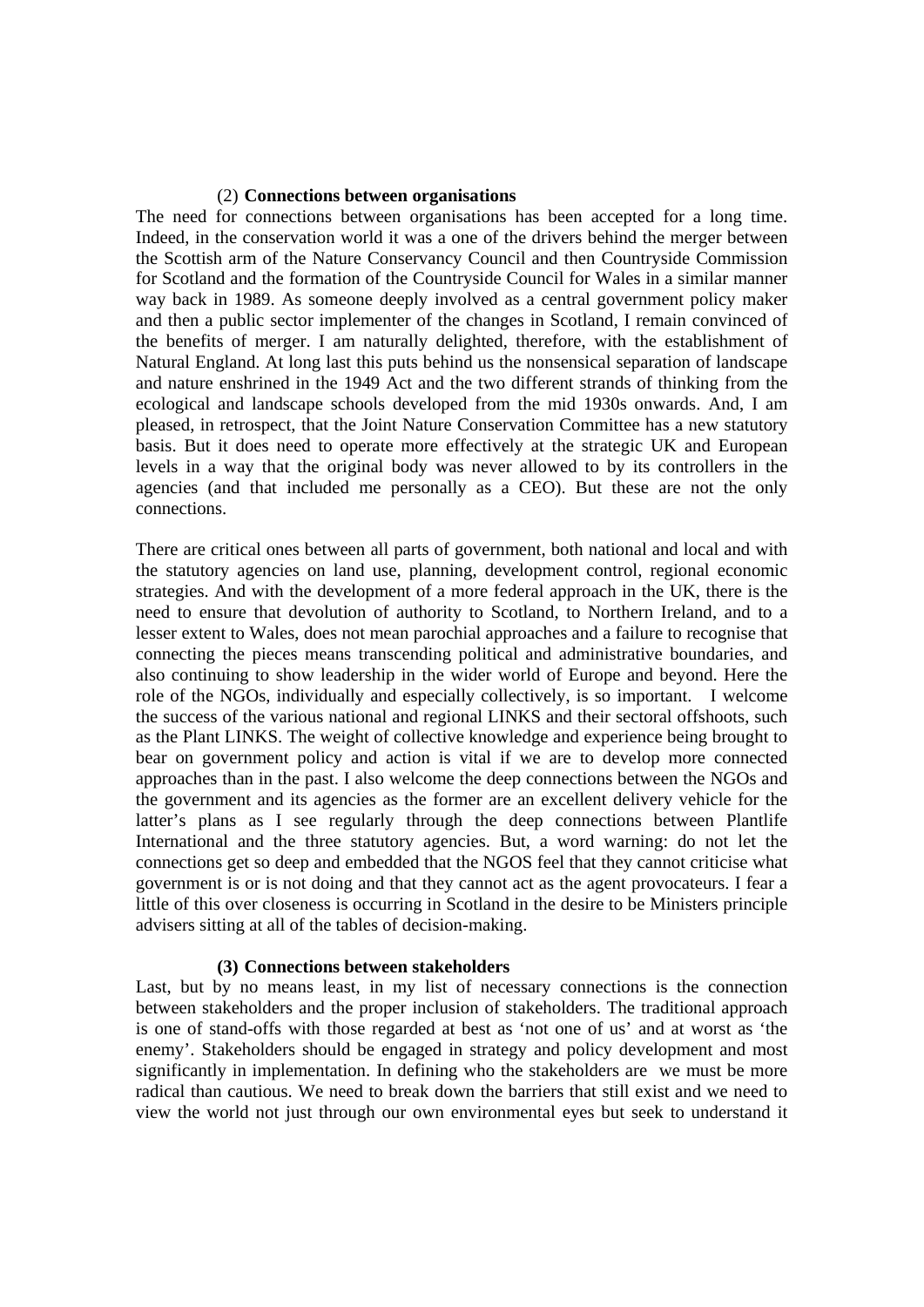### (2) **Connections between organisations**

The need for connections between organisations has been accepted for a long time. Indeed, in the conservation world it was a one of the drivers behind the merger between the Scottish arm of the Nature Conservancy Council and then Countryside Commission for Scotland and the formation of the Countryside Council for Wales in a similar manner way back in 1989. As someone deeply involved as a central government policy maker and then a public sector implementer of the changes in Scotland, I remain convinced of the benefits of merger. I am naturally delighted, therefore, with the establishment of Natural England. At long last this puts behind us the nonsensical separation of landscape and nature enshrined in the 1949 Act and the two different strands of thinking from the ecological and landscape schools developed from the mid 1930s onwards. And, I am pleased, in retrospect, that the Joint Nature Conservation Committee has a new statutory basis. But it does need to operate more effectively at the strategic UK and European levels in a way that the original body was never allowed to by its controllers in the agencies (and that included me personally as a CEO). But these are not the only connections.

There are critical ones between all parts of government, both national and local and with the statutory agencies on land use, planning, development control, regional economic strategies. And with the development of a more federal approach in the UK, there is the need to ensure that devolution of authority to Scotland, to Northern Ireland, and to a lesser extent to Wales, does not mean parochial approaches and a failure to recognise that connecting the pieces means transcending political and administrative boundaries, and also continuing to show leadership in the wider world of Europe and beyond. Here the role of the NGOs, individually and especially collectively, is so important. I welcome the success of the various national and regional LINKS and their sectoral offshoots, such as the Plant LINKS. The weight of collective knowledge and experience being brought to bear on government policy and action is vital if we are to develop more connected approaches than in the past. I also welcome the deep connections between the NGOs and the government and its agencies as the former are an excellent delivery vehicle for the latter's plans as I see regularly through the deep connections between Plantlife International and the three statutory agencies. But, a word warning: do not let the connections get so deep and embedded that the NGOS feel that they cannot criticise what government is or is not doing and that they cannot act as the agent provocateurs. I fear a little of this over closeness is occurring in Scotland in the desire to be Ministers principle advisers sitting at all of the tables of decision-making.

### **(3) Connections between stakeholders**

Last, but by no means least, in my list of necessary connections is the connection between stakeholders and the proper inclusion of stakeholders. The traditional approach is one of stand-offs with those regarded at best as 'not one of us' and at worst as 'the enemy'. Stakeholders should be engaged in strategy and policy development and most significantly in implementation. In defining who the stakeholders are we must be more radical than cautious. We need to break down the barriers that still exist and we need to view the world not just through our own environmental eyes but seek to understand it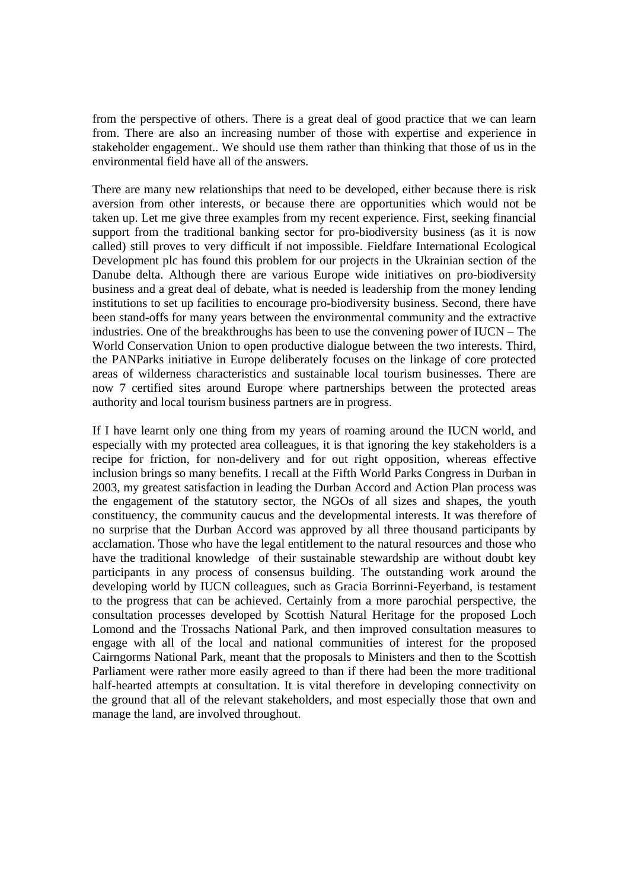from the perspective of others. There is a great deal of good practice that we can learn from. There are also an increasing number of those with expertise and experience in stakeholder engagement.. We should use them rather than thinking that those of us in the environmental field have all of the answers.

There are many new relationships that need to be developed, either because there is risk aversion from other interests, or because there are opportunities which would not be taken up. Let me give three examples from my recent experience. First, seeking financial support from the traditional banking sector for pro-biodiversity business (as it is now called) still proves to very difficult if not impossible. Fieldfare International Ecological Development plc has found this problem for our projects in the Ukrainian section of the Danube delta. Although there are various Europe wide initiatives on pro-biodiversity business and a great deal of debate, what is needed is leadership from the money lending institutions to set up facilities to encourage pro-biodiversity business. Second, there have been stand-offs for many years between the environmental community and the extractive industries. One of the breakthroughs has been to use the convening power of IUCN – The World Conservation Union to open productive dialogue between the two interests. Third, the PANParks initiative in Europe deliberately focuses on the linkage of core protected areas of wilderness characteristics and sustainable local tourism businesses. There are now 7 certified sites around Europe where partnerships between the protected areas authority and local tourism business partners are in progress.

If I have learnt only one thing from my years of roaming around the IUCN world, and especially with my protected area colleagues, it is that ignoring the key stakeholders is a recipe for friction, for non-delivery and for out right opposition, whereas effective inclusion brings so many benefits. I recall at the Fifth World Parks Congress in Durban in 2003, my greatest satisfaction in leading the Durban Accord and Action Plan process was the engagement of the statutory sector, the NGOs of all sizes and shapes, the youth constituency, the community caucus and the developmental interests. It was therefore of no surprise that the Durban Accord was approved by all three thousand participants by acclamation. Those who have the legal entitlement to the natural resources and those who have the traditional knowledge of their sustainable stewardship are without doubt key participants in any process of consensus building. The outstanding work around the developing world by IUCN colleagues, such as Gracia Borrinni-Feyerband, is testament to the progress that can be achieved. Certainly from a more parochial perspective, the consultation processes developed by Scottish Natural Heritage for the proposed Loch Lomond and the Trossachs National Park, and then improved consultation measures to engage with all of the local and national communities of interest for the proposed Cairngorms National Park, meant that the proposals to Ministers and then to the Scottish Parliament were rather more easily agreed to than if there had been the more traditional half-hearted attempts at consultation. It is vital therefore in developing connectivity on the ground that all of the relevant stakeholders, and most especially those that own and manage the land, are involved throughout.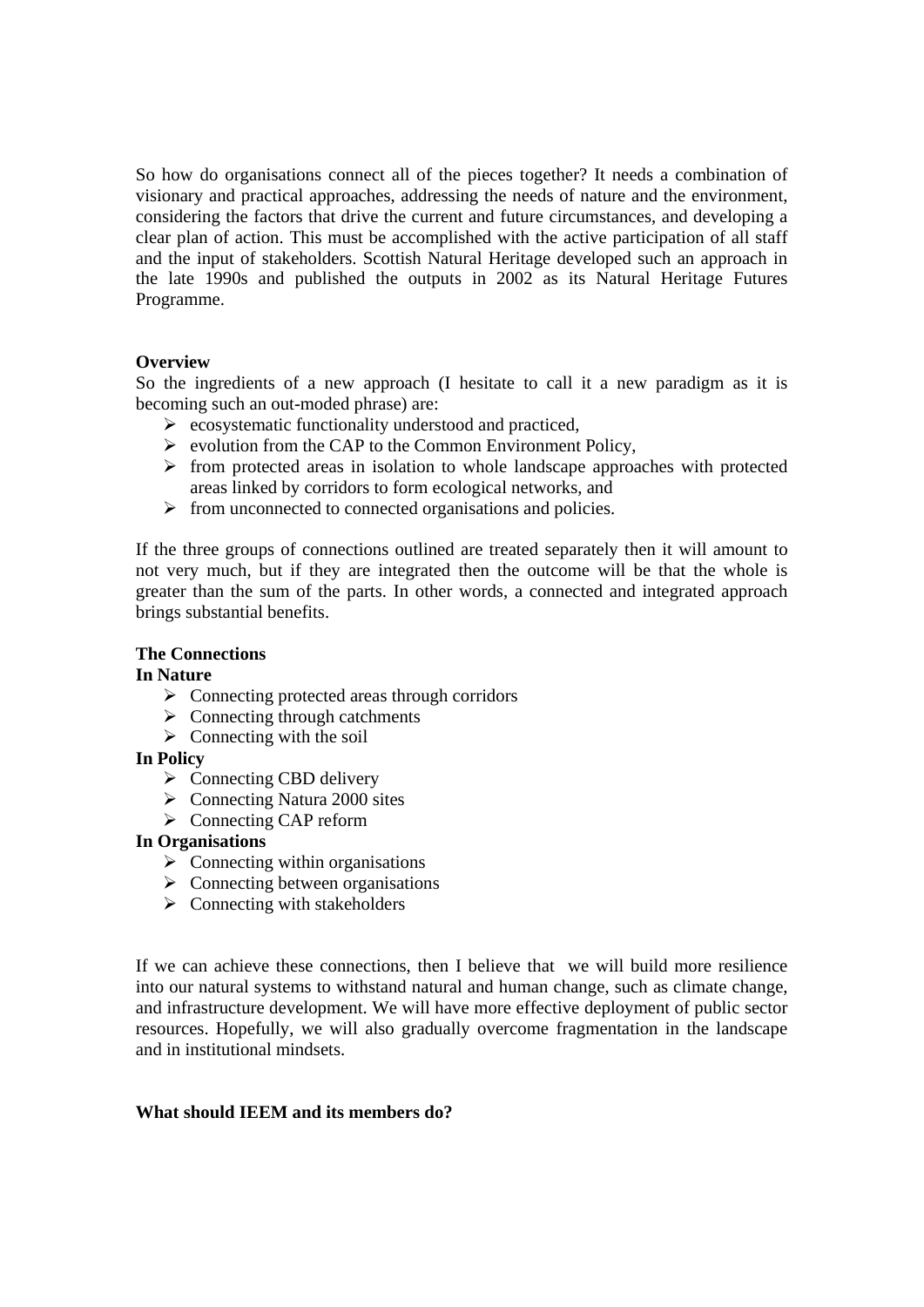So how do organisations connect all of the pieces together? It needs a combination of visionary and practical approaches, addressing the needs of nature and the environment, considering the factors that drive the current and future circumstances, and developing a clear plan of action. This must be accomplished with the active participation of all staff and the input of stakeholders. Scottish Natural Heritage developed such an approach in the late 1990s and published the outputs in 2002 as its Natural Heritage Futures Programme.

**Overview**

So the ingredients of a new approach (I hesitate to call it a new paradigm as it is becoming such an out-moded phrase) are:

- ecosystematic functionality understood and practiced,
- evolution from the CAP to the Common Environment Policy,
- from protected areas in isolation to whole landscape approaches with protected areas linked by corridors to form ecological networks, and
- from unconnected to connected organisations and policies.

If the three groups of connections outlined are treated separately then it will amount to not very much, but if they are integrated then the outcome will be that the whole is greater than the sum of the parts. In other words, a connected and integrated approach brings substantial benefits.

**The Connections**

**In Nature**

- Connecting protected areas through corridors
- Connecting through catchments
- Connecting with the soil

**In Policy**

- Connecting CBD delivery
- Connecting Natura 2000 sites
- Connecting CAP reform

**In Organisations**

- Connecting within organisations
- Connecting between organisations
- Connecting with stakeholders

If we can achieve these connections, then I believe that we will build more resilience into our natural systems to withstand natural and human change, such as climate change, and infrastructure development. We will have more effective deployment of public sector resources. Hopefully, we will also gradually overcome fragmentation in the landscape and in institutional mindsets.

**What should IEEM and its members do?**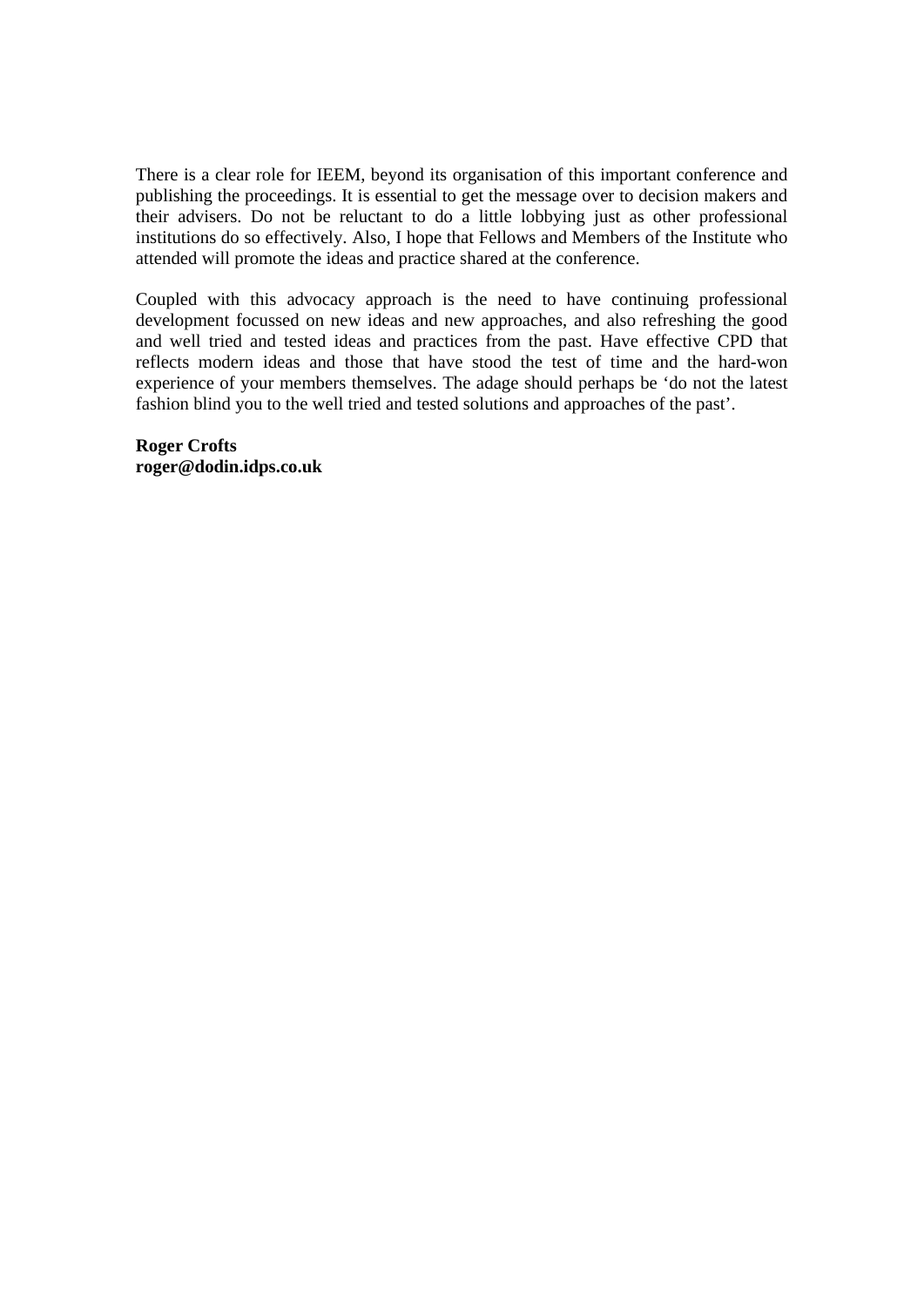There is a clear role for IEEM, beyond its organisation of this important conference and publishing the proceedings. It is essential to get the message over to decision makers and their advisers. Do not be reluctant to do a little lobbying just as other professional institutions do so effectively. Also, I hope that Fellows and Members of the Institute who attended will promote the ideas and practice shared at the conference.

Coupled with this advocacy approach is the need to have continuing professional development focussed on new ideas and new approaches, and also refreshing the good and well tried and tested ideas and practices from the past. Have effective CPD that reflects modern ideas and those that have stood the test of time and the hard-won experience of your members themselves. The adage should perhaps be 'do not the latest fashion blind you to the well tried and tested solutions and approaches of the past'.

**Roger Crofts**
**roger@dodin.idps.co.uk**